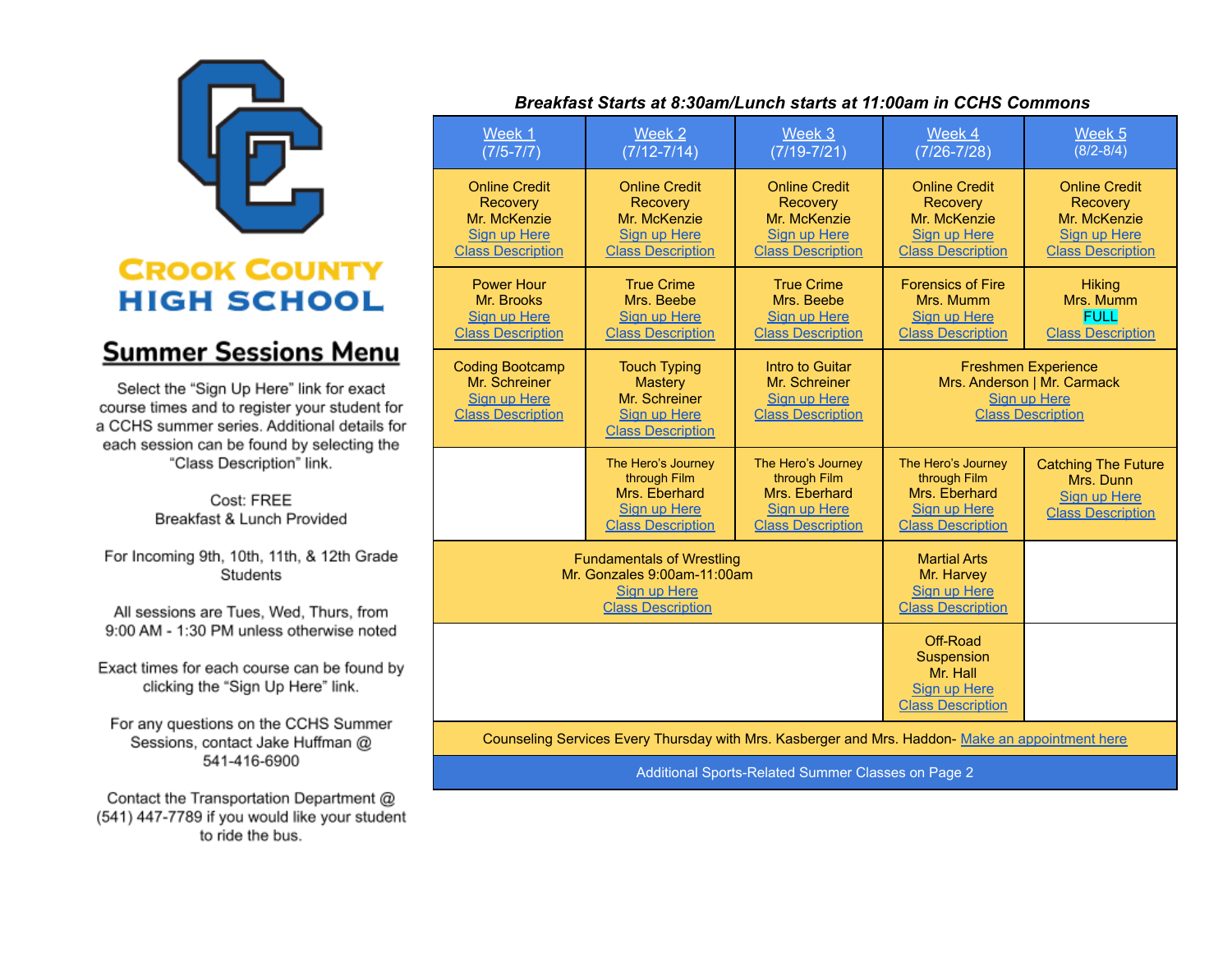# CROOK COUNTY HIGH SCHOOL

## Summer Sessions Menu

Select the "Sign Up Here" link for exact course times and to register your student for a CCHS summer series. Additional details for each session can be found by selecting the "Class Description" link.

Cost: FREE
Breakfast & Lunch Provided

For Incoming 9th, 10th, 11th, & 12th Grade Students

All sessions are Tues, Wed, Thurs, from 9:00 AM - 1:30 PM unless otherwise noted

Exact times for each course can be found by clicking the "Sign Up Here" link.

For any questions on the CCHS Summer Sessions, contact Jake Huffman @ 541-416-6900

Contact the Transportation Department @ (541) 447-7789 if you would like your student to ride the bus.

***Breakfast Starts at 8:30am/Lunch starts at 11:00am in CCHS Commons***

| Week 1 (7/5-7/7) | Week 2 (7/12-7/14) | Week 3 (7/19-7/21) | Week 4 (7/26-7/28) | Week 5 (8/2-8/4) |
|---|---|---|---|---|
| Online Credit Recovery<br>Mr. McKenzie<br>Sign up Here<br>Class Description | Online Credit Recovery<br>Mr. McKenzie<br>Sign up Here<br>Class Description | Online Credit Recovery<br>Mr. McKenzie<br>Sign up Here<br>Class Description | Online Credit Recovery<br>Mr. McKenzie<br>Sign up Here<br>Class Description | Online Credit Recovery<br>Mr. McKenzie<br>Sign up Here<br>Class Description |
| Power Hour<br>Mr. Brooks<br>Sign up Here<br>Class Description | True Crime<br>Mrs. Beebe<br>Sign up Here<br>Class Description | True Crime<br>Mrs. Beebe<br>Sign up Here<br>Class Description | Forensics of Fire<br>Mrs. Mumm<br>Sign up Here<br>Class Description | Hiking<br>Mrs. Mumm<br>FULL<br>Class Description |
| Coding Bootcamp<br>Mr. Schreiner<br>Sign up Here<br>Class Description | Touch Typing Mastery<br>Mr. Schreiner<br>Sign up Here<br>Class Description | Intro to Guitar<br>Mr. Schreiner<br>Sign up Here<br>Class Description | Freshmen Experience<br>Mrs. Anderson \| Mr. Carmack<br>Sign up Here<br>Class Description | |
| | The Hero's Journey through Film<br>Mrs. Eberhard<br>Sign up Here<br>Class Description | The Hero's Journey through Film<br>Mrs. Eberhard<br>Sign up Here<br>Class Description | The Hero's Journey through Film<br>Mrs. Eberhard<br>Sign up Here<br>Class Description | Catching The Future<br>Mrs. Dunn<br>Sign up Here<br>Class Description |
| Fundamentals of Wrestling<br>Mr. Gonzales 9:00am-11:00am<br>Sign up Here<br>Class Description | | | Martial Arts<br>Mr. Harvey<br>Sign up Here<br>Class Description | |
| | | | Off-Road Suspension<br>Mr. Hall<br>Sign up Here<br>Class Description | |
| Counseling Services Every Thursday with Mrs. Kasberger and Mrs. Haddon- Make an appointment here | | | | |
| Additional Sports-Related Summer Classes on Page 2 | | | | |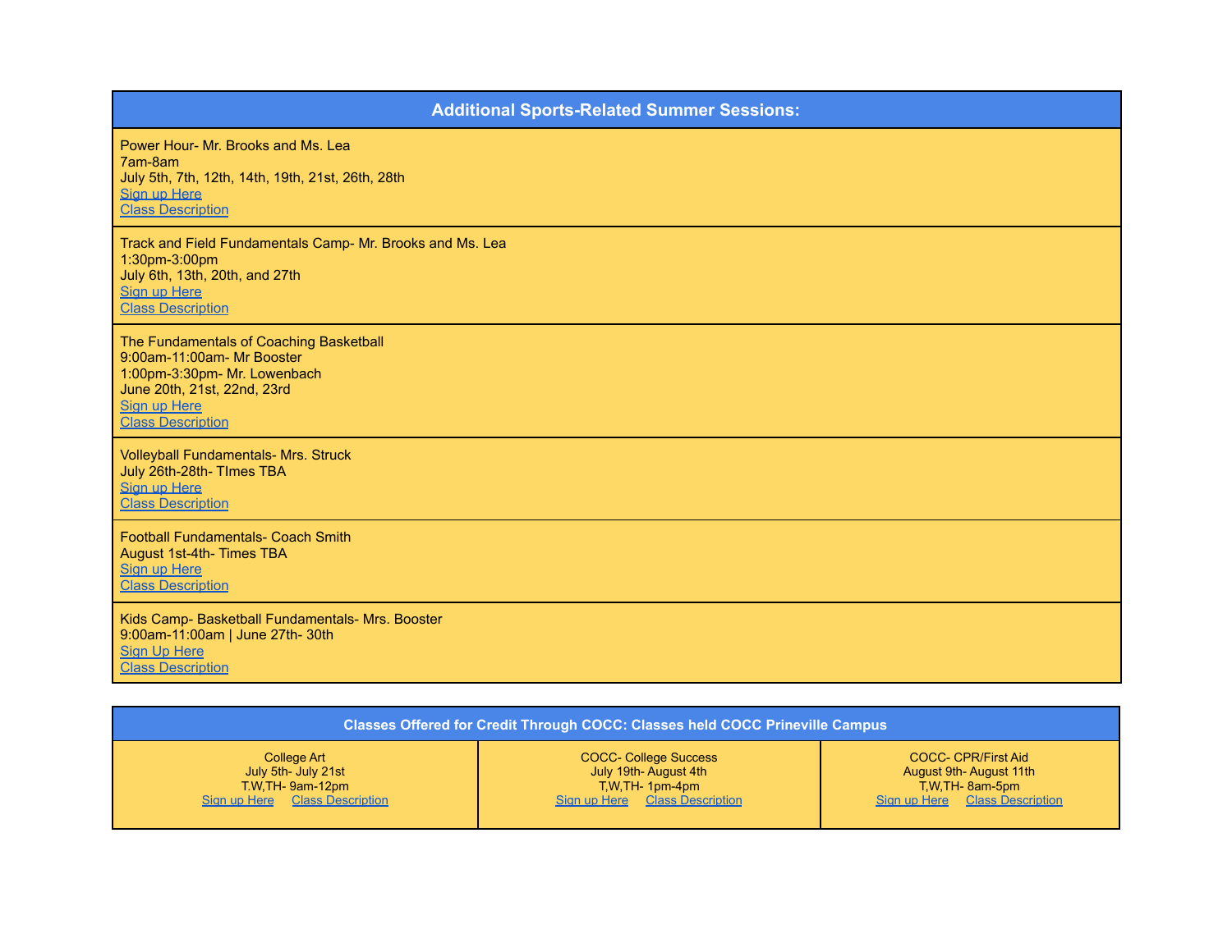| Additional Sports-Related Summer Sessions: |
|---|
| Power Hour- Mr. Brooks and Ms. Lea<br>7am-8am<br>July 5th, 7th, 12th, 14th, 19th, 21st, 26th, 28th<br>Sign up Here<br>Class Description |
| Track and Field Fundamentals Camp- Mr. Brooks and Ms. Lea<br>1:30pm-3:00pm<br>July 6th, 13th, 20th, and 27th<br>Sign up Here<br>Class Description |
| The Fundamentals of Coaching Basketball<br>9:00am-11:00am- Mr Booster<br>1:00pm-3:30pm- Mr. Lowenbach<br>June 20th, 21st, 22nd, 23rd<br>Sign up Here<br>Class Description |
| Volleyball Fundamentals- Mrs. Struck<br>July 26th-28th- TImes TBA<br>Sign up Here<br>Class Description |
| Football Fundamentals- Coach Smith<br>August 1st-4th- Times TBA<br>Sign up Here<br>Class Description |
| Kids Camp- Basketball Fundamentals- Mrs. Booster<br>9:00am-11:00am \| June 27th- 30th<br>Sign Up Here<br>Class Description |

| Classes Offered for Credit Through COCC: Classes held COCC Prineville Campus | | |
|---|---|---|
| College Art<br>July 5th- July 21st<br>T.W,TH- 9am-12pm<br>Sign up Here Class Description | COCC- College Success<br>July 19th- August 4th<br>T,W,TH- 1pm-4pm<br>Sign up Here Class Description | COCC- CPR/First Aid<br>August 9th- August 11th<br>T,W,TH- 8am-5pm<br>Sign up Here Class Description |